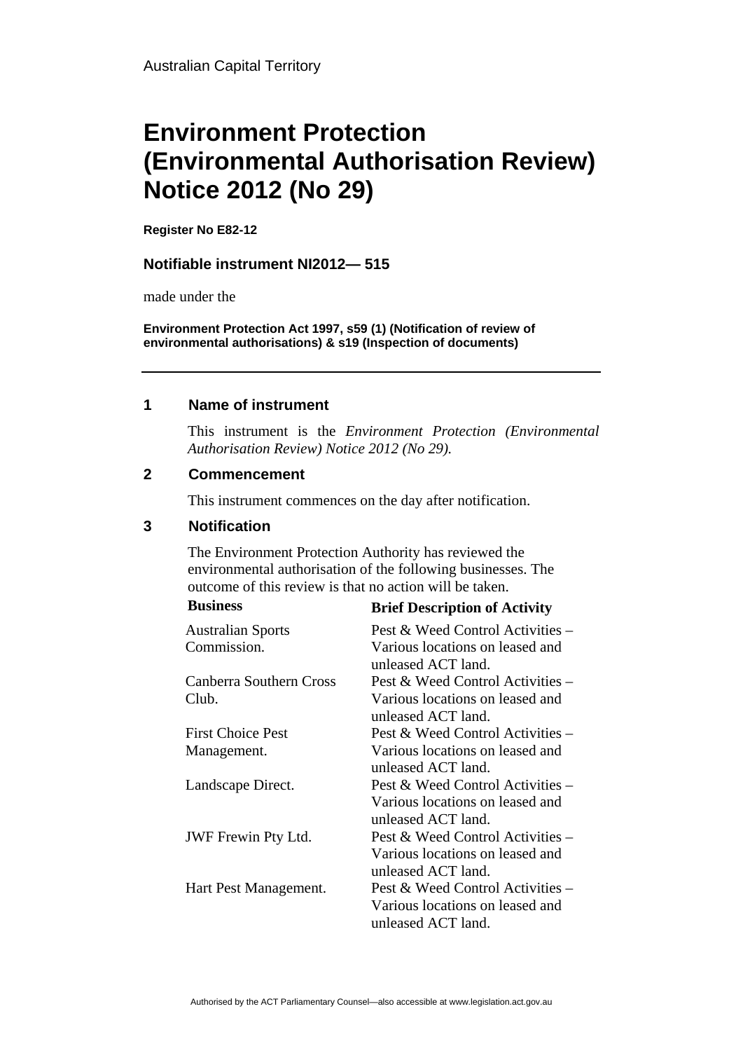Australian Capital Territory

# Environment Protection (Environmental Authorisation Review) Notice 2012 (No 29)

**Register No E82-12**

**Notifiable instrument NI2012— 515**

made under the

**Environment Protection Act 1997, s59 (1) (Notification of review of environmental authorisations) & s19 (Inspection of documents)**

---

## 1 Name of instrument

This instrument is the *Environment Protection (Environmental Authorisation Review) Notice 2012 (No 29).*

## 2 Commencement

This instrument commences on the day after notification.

## 3 Notification

The Environment Protection Authority has reviewed the environmental authorisation of the following businesses. The outcome of this review is that no action will be taken.

| Business | Brief Description of Activity |
|---|---|
| Australian Sports Commission. | Pest & Weed Control Activities – Various locations on leased and unleased ACT land. |
| Canberra Southern Cross Club. | Pest & Weed Control Activities – Various locations on leased and unleased ACT land. |
| First Choice Pest Management. | Pest & Weed Control Activities – Various locations on leased and unleased ACT land. |
| Landscape Direct. | Pest & Weed Control Activities – Various locations on leased and unleased ACT land. |
| JWF Frewin Pty Ltd. | Pest & Weed Control Activities – Various locations on leased and unleased ACT land. |
| Hart Pest Management. | Pest & Weed Control Activities – Various locations on leased and unleased ACT land. |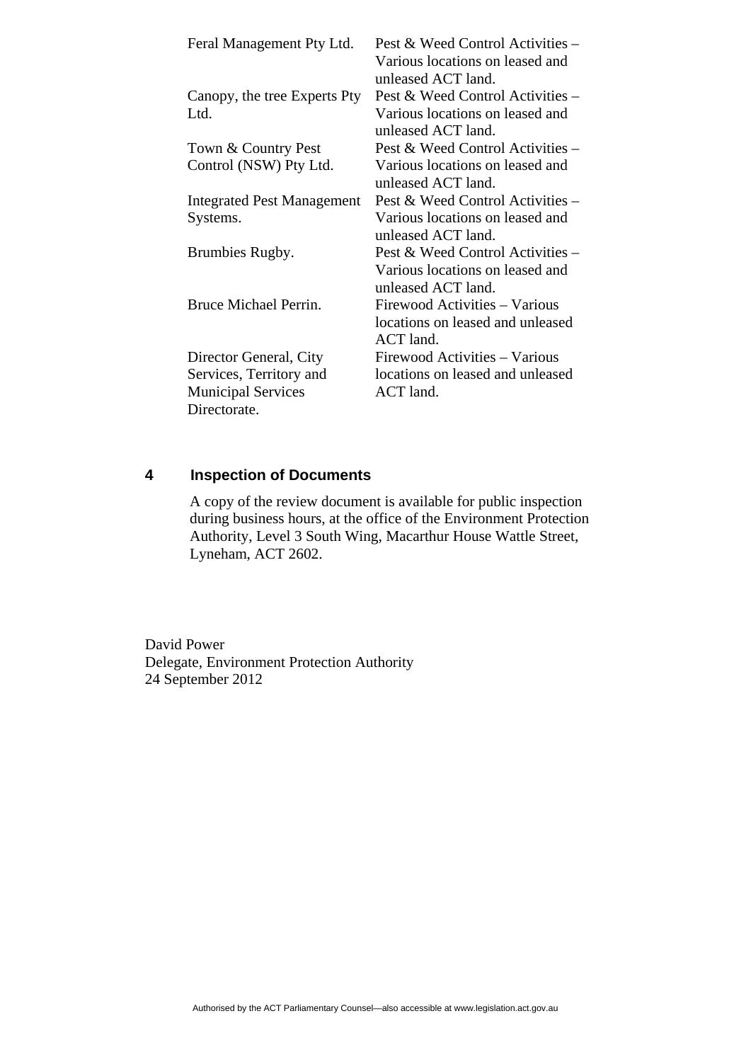| | |
|---|---|
| Feral Management Pty Ltd. | Pest & Weed Control Activities – Various locations on leased and unleased ACT land. |
| Canopy, the tree Experts Pty Ltd. | Pest & Weed Control Activities – Various locations on leased and unleased ACT land. |
| Town & Country Pest Control (NSW) Pty Ltd. | Pest & Weed Control Activities – Various locations on leased and unleased ACT land. |
| Integrated Pest Management Systems. | Pest & Weed Control Activities – Various locations on leased and unleased ACT land. |
| Brumbies Rugby. | Pest & Weed Control Activities – Various locations on leased and unleased ACT land. |
| Bruce Michael Perrin. | Firewood Activities – Various locations on leased and unleased ACT land. |
| Director General, City Services, Territory and Municipal Services Directorate. | Firewood Activities – Various locations on leased and unleased ACT land. |

## 4 Inspection of Documents

A copy of the review document is available for public inspection during business hours, at the office of the Environment Protection Authority, Level 3 South Wing, Macarthur House Wattle Street, Lyneham, ACT 2602.

David Power
Delegate, Environment Protection Authority
24 September 2012